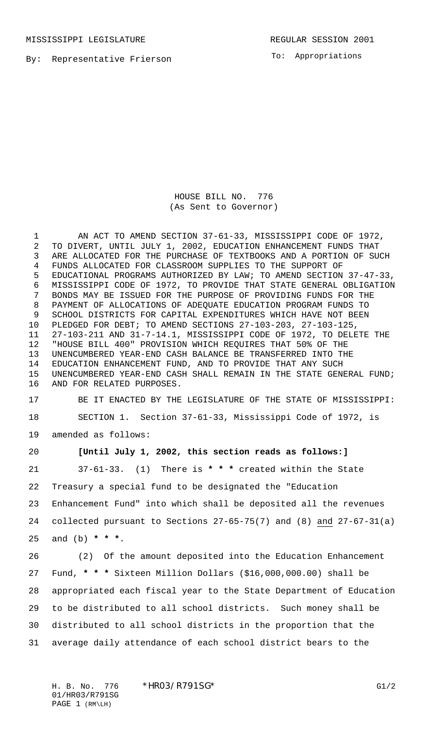MISSISSIPPI LEGISLATURE REGULAR SESSION 2001

By: Representative Frierson

To: Appropriations

HOUSE BILL NO. 776
(As Sent to Governor)

AN ACT TO AMEND SECTION 37-61-33, MISSISSIPPI CODE OF 1972, TO DIVERT, UNTIL JULY 1, 2002, EDUCATION ENHANCEMENT FUNDS THAT ARE ALLOCATED FOR THE PURCHASE OF TEXTBOOKS AND A PORTION OF SUCH FUNDS ALLOCATED FOR CLASSROOM SUPPLIES TO THE SUPPORT OF EDUCATIONAL PROGRAMS AUTHORIZED BY LAW; TO AMEND SECTION 37-47-33, MISSISSIPPI CODE OF 1972, TO PROVIDE THAT STATE GENERAL OBLIGATION BONDS MAY BE ISSUED FOR THE PURPOSE OF PROVIDING FUNDS FOR THE PAYMENT OF ALLOCATIONS OF ADEQUATE EDUCATION PROGRAM FUNDS TO SCHOOL DISTRICTS FOR CAPITAL EXPENDITURES WHICH HAVE NOT BEEN PLEDGED FOR DEBT; TO AMEND SECTIONS 27-103-203, 27-103-125, 27-103-211 AND 31-7-14.1, MISSISSIPPI CODE OF 1972, TO DELETE THE "HOUSE BILL 400" PROVISION WHICH REQUIRES THAT 50% OF THE UNENCUMBERED YEAR-END CASH BALANCE BE TRANSFERRED INTO THE EDUCATION ENHANCEMENT FUND, AND TO PROVIDE THAT ANY SUCH UNENCUMBERED YEAR-END CASH SHALL REMAIN IN THE STATE GENERAL FUND; AND FOR RELATED PURPOSES.

BE IT ENACTED BY THE LEGISLATURE OF THE STATE OF MISSISSIPPI:

SECTION 1. Section 37-61-33, Mississippi Code of 1972, is amended as follows:

**[Until July 1, 2002, this section reads as follows:]**

37-61-33. (1) There is **\* \* \*** created within the State Treasury a special fund to be designated the "Education Enhancement Fund" into which shall be deposited all the revenues collected pursuant to Sections 27-65-75(7) and (8) <u>and</u> 27-67-31(a) and (b) **\* \* \***.

(2) Of the amount deposited into the Education Enhancement Fund, **\* \* \*** Sixteen Million Dollars ($16,000,000.00) shall be appropriated each fiscal year to the State Department of Education to be distributed to all school districts. Such money shall be distributed to all school districts in the proportion that the average daily attendance of each school district bears to the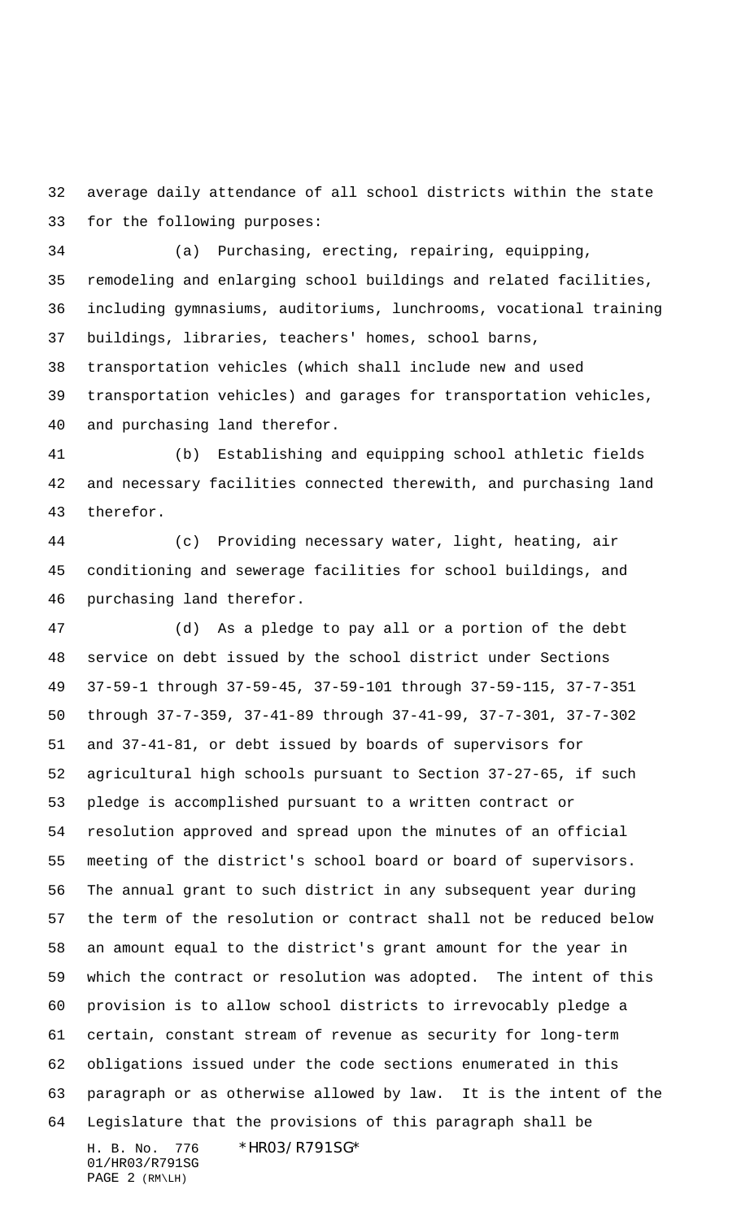average daily attendance of all school districts within the state for the following purposes:

(a) Purchasing, erecting, repairing, equipping, remodeling and enlarging school buildings and related facilities, including gymnasiums, auditoriums, lunchrooms, vocational training buildings, libraries, teachers' homes, school barns, transportation vehicles (which shall include new and used transportation vehicles) and garages for transportation vehicles, and purchasing land therefor.

(b) Establishing and equipping school athletic fields and necessary facilities connected therewith, and purchasing land therefor.

(c) Providing necessary water, light, heating, air conditioning and sewerage facilities for school buildings, and purchasing land therefor.

(d) As a pledge to pay all or a portion of the debt service on debt issued by the school district under Sections 37-59-1 through 37-59-45, 37-59-101 through 37-59-115, 37-7-351 through 37-7-359, 37-41-89 through 37-41-99, 37-7-301, 37-7-302 and 37-41-81, or debt issued by boards of supervisors for agricultural high schools pursuant to Section 37-27-65, if such pledge is accomplished pursuant to a written contract or resolution approved and spread upon the minutes of an official meeting of the district's school board or board of supervisors. The annual grant to such district in any subsequent year during the term of the resolution or contract shall not be reduced below an amount equal to the district's grant amount for the year in which the contract or resolution was adopted. The intent of this provision is to allow school districts to irrevocably pledge a certain, constant stream of revenue as security for long-term obligations issued under the code sections enumerated in this paragraph or as otherwise allowed by law. It is the intent of the Legislature that the provisions of this paragraph shall be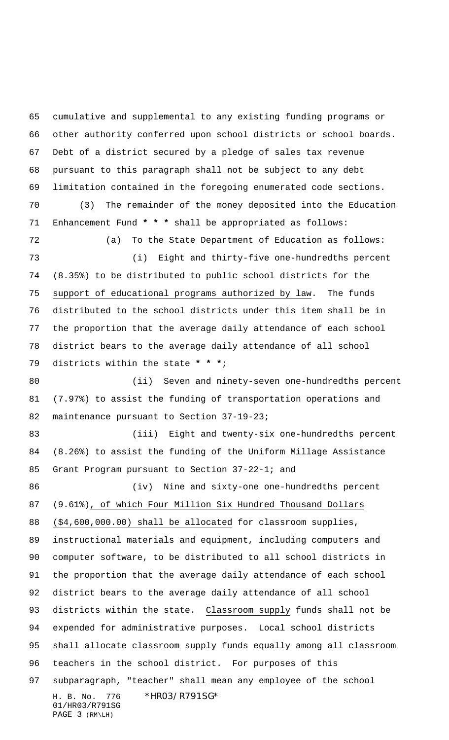cumulative and supplemental to any existing funding programs or other authority conferred upon school districts or school boards. Debt of a district secured by a pledge of sales tax revenue pursuant to this paragraph shall not be subject to any debt limitation contained in the foregoing enumerated code sections.

(3) The remainder of the money deposited into the Education Enhancement Fund * * * shall be appropriated as follows:

(a) To the State Department of Education as follows:

(i) Eight and thirty-five one-hundredths percent (8.35%) to be distributed to public school districts for the support of educational programs authorized by law. The funds distributed to the school districts under this item shall be in the proportion that the average daily attendance of each school district bears to the average daily attendance of all school districts within the state * * *;

(ii) Seven and ninety-seven one-hundredths percent (7.97%) to assist the funding of transportation operations and maintenance pursuant to Section 37-19-23;

(iii) Eight and twenty-six one-hundredths percent (8.26%) to assist the funding of the Uniform Millage Assistance Grant Program pursuant to Section 37-22-1; and

(iv) Nine and sixty-one one-hundredths percent (9.61%), of which Four Million Six Hundred Thousand Dollars ($4,600,000.00) shall be allocated for classroom supplies, instructional materials and equipment, including computers and computer software, to be distributed to all school districts in the proportion that the average daily attendance of each school district bears to the average daily attendance of all school districts within the state. Classroom supply funds shall not be expended for administrative purposes. Local school districts shall allocate classroom supply funds equally among all classroom teachers in the school district. For purposes of this subparagraph, "teacher" shall mean any employee of the school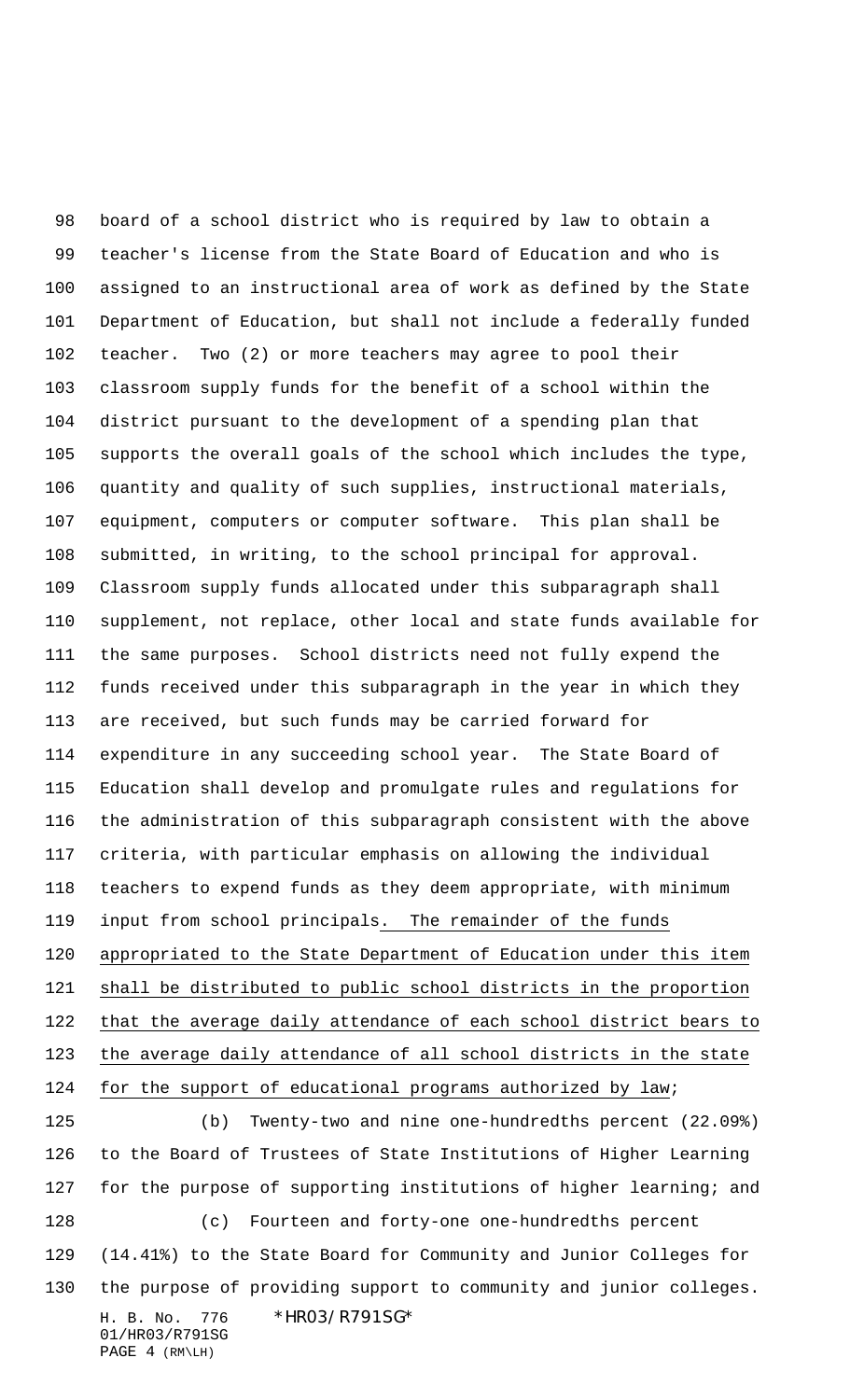board of a school district who is required by law to obtain a teacher's license from the State Board of Education and who is assigned to an instructional area of work as defined by the State Department of Education, but shall not include a federally funded teacher. Two (2) or more teachers may agree to pool their classroom supply funds for the benefit of a school within the district pursuant to the development of a spending plan that supports the overall goals of the school which includes the type, quantity and quality of such supplies, instructional materials, equipment, computers or computer software. This plan shall be submitted, in writing, to the school principal for approval. Classroom supply funds allocated under this subparagraph shall supplement, not replace, other local and state funds available for the same purposes. School districts need not fully expend the funds received under this subparagraph in the year in which they are received, but such funds may be carried forward for expenditure in any succeeding school year. The State Board of Education shall develop and promulgate rules and regulations for the administration of this subparagraph consistent with the above criteria, with particular emphasis on allowing the individual teachers to expend funds as they deem appropriate, with minimum input from school principals. The remainder of the funds appropriated to the State Department of Education under this item shall be distributed to public school districts in the proportion that the average daily attendance of each school district bears to the average daily attendance of all school districts in the state for the support of educational programs authorized by law;

(b) Twenty-two and nine one-hundredths percent (22.09%) to the Board of Trustees of State Institutions of Higher Learning for the purpose of supporting institutions of higher learning; and

(c) Fourteen and forty-one one-hundredths percent (14.41%) to the State Board for Community and Junior Colleges for the purpose of providing support to community and junior colleges.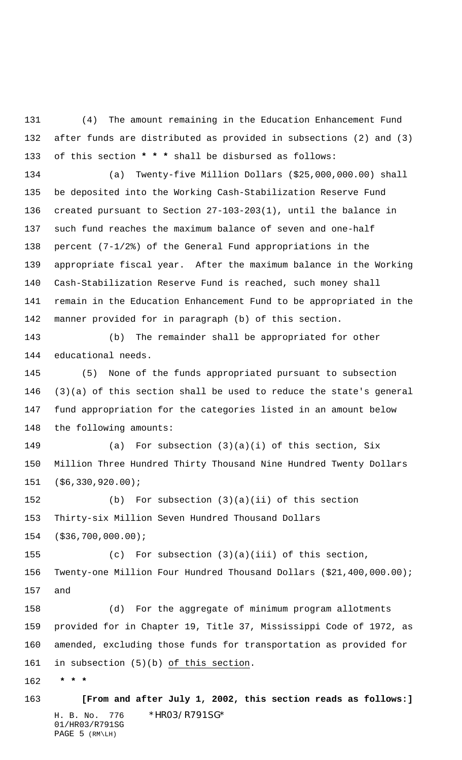(4) The amount remaining in the Education Enhancement Fund after funds are distributed as provided in subsections (2) and (3) of this section * * * shall be disbursed as follows:

(a) Twenty-five Million Dollars ($25,000,000.00) shall be deposited into the Working Cash-Stabilization Reserve Fund created pursuant to Section 27-103-203(1), until the balance in such fund reaches the maximum balance of seven and one-half percent (7-1/2%) of the General Fund appropriations in the appropriate fiscal year. After the maximum balance in the Working Cash-Stabilization Reserve Fund is reached, such money shall remain in the Education Enhancement Fund to be appropriated in the manner provided for in paragraph (b) of this section.

(b) The remainder shall be appropriated for other educational needs.

(5) None of the funds appropriated pursuant to subsection (3)(a) of this section shall be used to reduce the state's general fund appropriation for the categories listed in an amount below the following amounts:

(a) For subsection (3)(a)(i) of this section, Six Million Three Hundred Thirty Thousand Nine Hundred Twenty Dollars ($6,330,920.00);

(b) For subsection (3)(a)(ii) of this section Thirty-six Million Seven Hundred Thousand Dollars ($36,700,000.00);

(c) For subsection (3)(a)(iii) of this section, Twenty-one Million Four Hundred Thousand Dollars ($21,400,000.00); and

(d) For the aggregate of minimum program allotments provided for in Chapter 19, Title 37, Mississippi Code of 1972, as amended, excluding those funds for transportation as provided for in subsection (5)(b) <u>of this section</u>.

* * *

**[From and after July 1, 2002, this section reads as follows:]**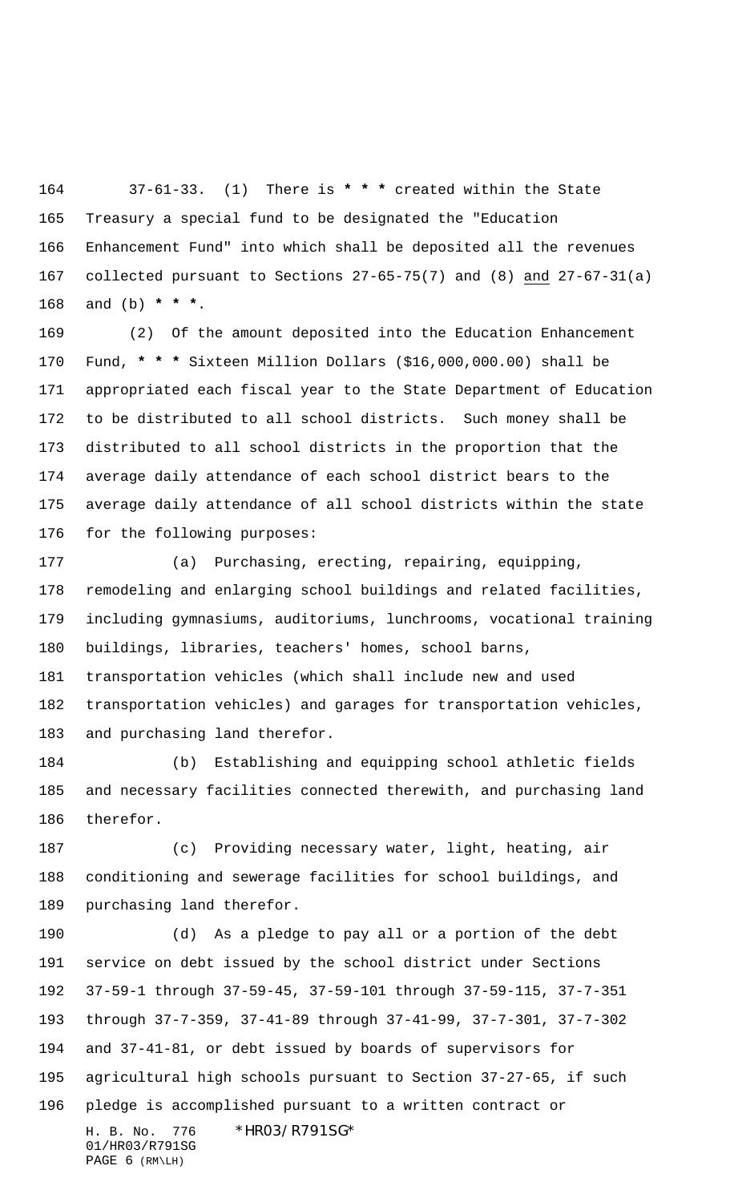37-61-33. (1) There is * * * created within the State Treasury a special fund to be designated the "Education Enhancement Fund" into which shall be deposited all the revenues collected pursuant to Sections 27-65-75(7) and (8) <u>and</u> 27-67-31(a) and (b) * * *.

(2) Of the amount deposited into the Education Enhancement Fund, * * * Sixteen Million Dollars ($16,000,000.00) shall be appropriated each fiscal year to the State Department of Education to be distributed to all school districts. Such money shall be distributed to all school districts in the proportion that the average daily attendance of each school district bears to the average daily attendance of all school districts within the state for the following purposes:

(a) Purchasing, erecting, repairing, equipping, remodeling and enlarging school buildings and related facilities, including gymnasiums, auditoriums, lunchrooms, vocational training buildings, libraries, teachers' homes, school barns, transportation vehicles (which shall include new and used transportation vehicles) and garages for transportation vehicles, and purchasing land therefor.

(b) Establishing and equipping school athletic fields and necessary facilities connected therewith, and purchasing land therefor.

(c) Providing necessary water, light, heating, air conditioning and sewerage facilities for school buildings, and purchasing land therefor.

(d) As a pledge to pay all or a portion of the debt service on debt issued by the school district under Sections 37-59-1 through 37-59-45, 37-59-101 through 37-59-115, 37-7-351 through 37-7-359, 37-41-89 through 37-41-99, 37-7-301, 37-7-302 and 37-41-81, or debt issued by boards of supervisors for agricultural high schools pursuant to Section 37-27-65, if such pledge is accomplished pursuant to a written contract or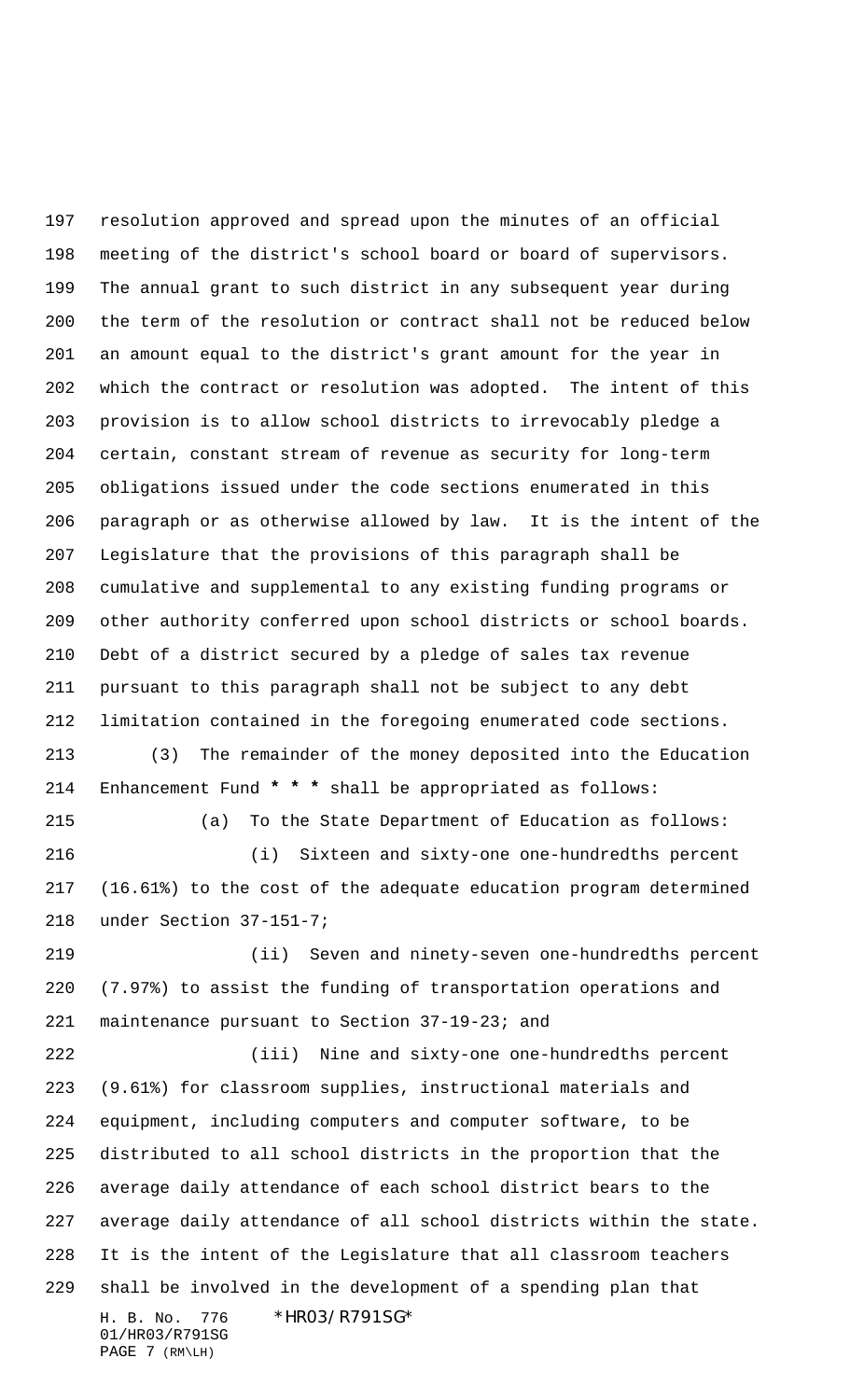resolution approved and spread upon the minutes of an official meeting of the district's school board or board of supervisors. The annual grant to such district in any subsequent year during the term of the resolution or contract shall not be reduced below an amount equal to the district's grant amount for the year in which the contract or resolution was adopted. The intent of this provision is to allow school districts to irrevocably pledge a certain, constant stream of revenue as security for long-term obligations issued under the code sections enumerated in this paragraph or as otherwise allowed by law. It is the intent of the Legislature that the provisions of this paragraph shall be cumulative and supplemental to any existing funding programs or other authority conferred upon school districts or school boards. Debt of a district secured by a pledge of sales tax revenue pursuant to this paragraph shall not be subject to any debt limitation contained in the foregoing enumerated code sections.

(3) The remainder of the money deposited into the Education Enhancement Fund *** shall be appropriated as follows:

(a) To the State Department of Education as follows:

(i) Sixteen and sixty-one one-hundredths percent (16.61%) to the cost of the adequate education program determined under Section 37-151-7;

(ii) Seven and ninety-seven one-hundredths percent (7.97%) to assist the funding of transportation operations and maintenance pursuant to Section 37-19-23; and

(iii) Nine and sixty-one one-hundredths percent (9.61%) for classroom supplies, instructional materials and equipment, including computers and computer software, to be distributed to all school districts in the proportion that the average daily attendance of each school district bears to the average daily attendance of all school districts within the state. It is the intent of the Legislature that all classroom teachers shall be involved in the development of a spending plan that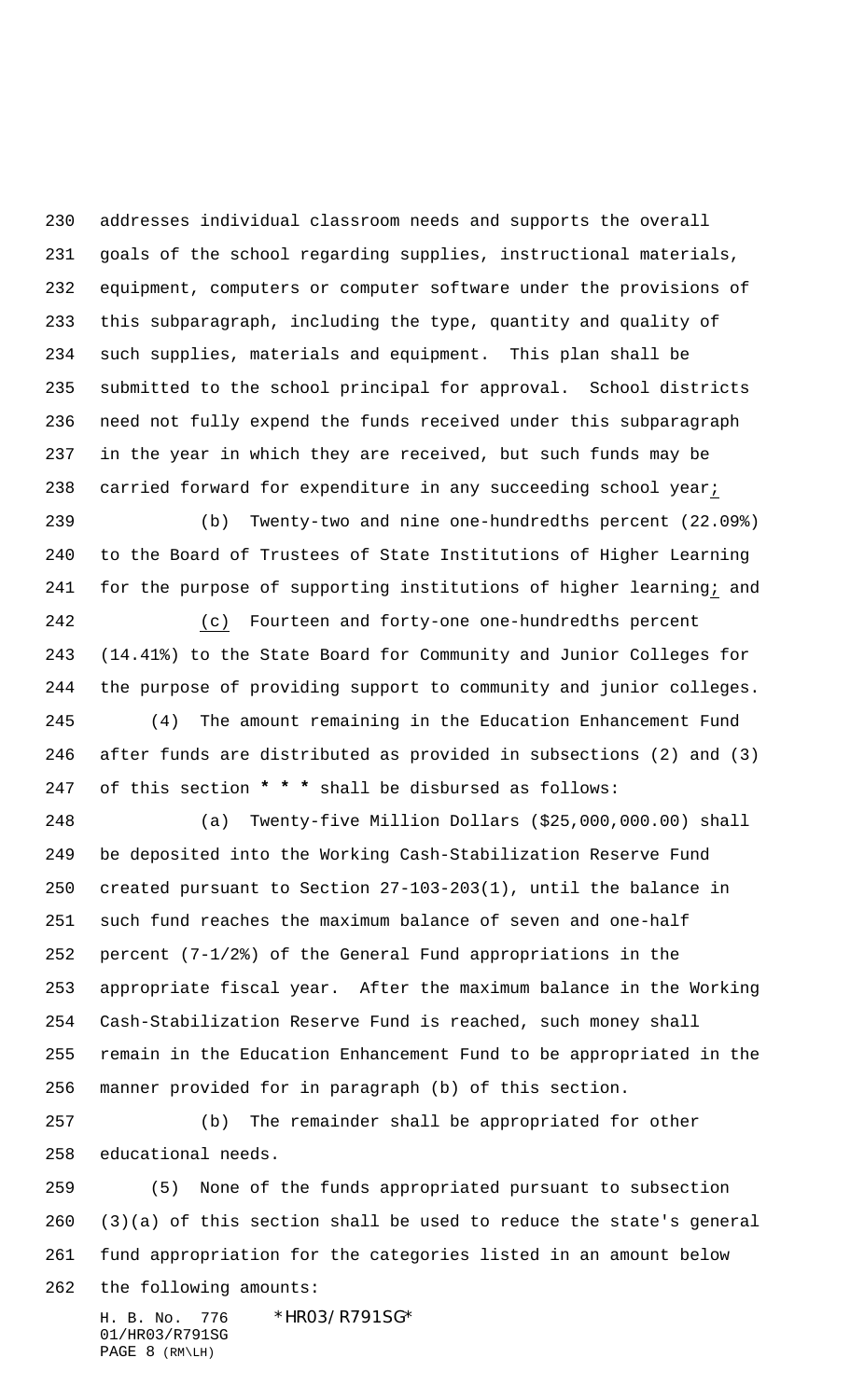addresses individual classroom needs and supports the overall goals of the school regarding supplies, instructional materials, equipment, computers or computer software under the provisions of this subparagraph, including the type, quantity and quality of such supplies, materials and equipment. This plan shall be submitted to the school principal for approval. School districts need not fully expend the funds received under this subparagraph in the year in which they are received, but such funds may be carried forward for expenditure in any succeeding school year;

(b) Twenty-two and nine one-hundredths percent (22.09%) to the Board of Trustees of State Institutions of Higher Learning for the purpose of supporting institutions of higher learning; and

(c) Fourteen and forty-one one-hundredths percent (14.41%) to the State Board for Community and Junior Colleges for the purpose of providing support to community and junior colleges.

(4) The amount remaining in the Education Enhancement Fund after funds are distributed as provided in subsections (2) and (3) of this section **\* \* \*** shall be disbursed as follows:

(a) Twenty-five Million Dollars ($25,000,000.00) shall be deposited into the Working Cash-Stabilization Reserve Fund created pursuant to Section 27-103-203(1), until the balance in such fund reaches the maximum balance of seven and one-half percent (7-1/2%) of the General Fund appropriations in the appropriate fiscal year. After the maximum balance in the Working Cash-Stabilization Reserve Fund is reached, such money shall remain in the Education Enhancement Fund to be appropriated in the manner provided for in paragraph (b) of this section.

(b) The remainder shall be appropriated for other educational needs.

(5) None of the funds appropriated pursuant to subsection (3)(a) of this section shall be used to reduce the state's general fund appropriation for the categories listed in an amount below the following amounts: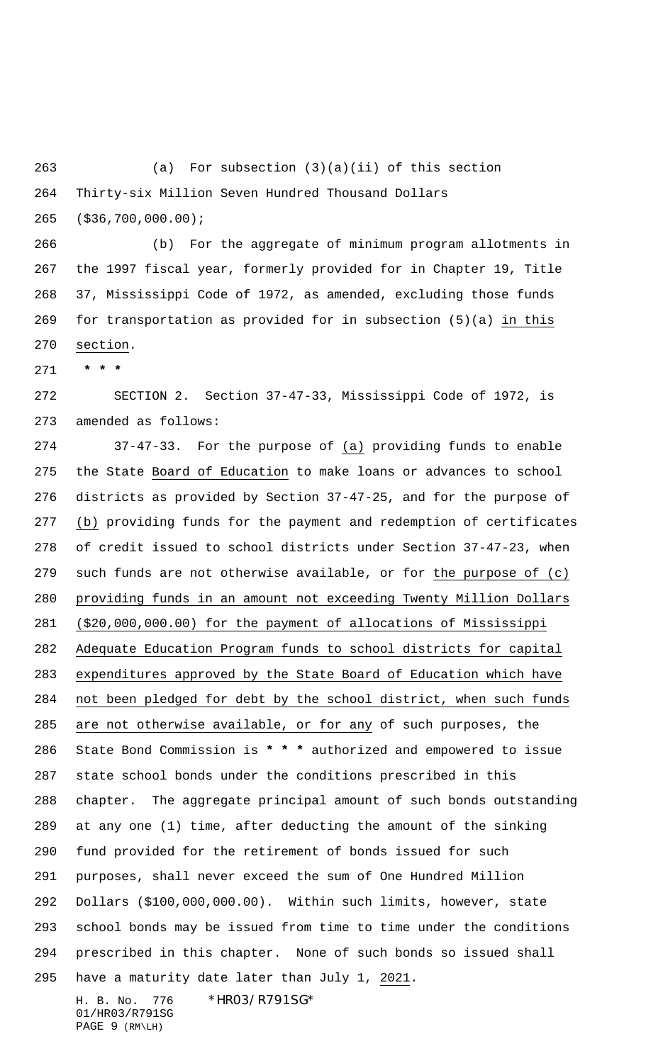(a) For subsection (3)(a)(ii) of this section Thirty-six Million Seven Hundred Thousand Dollars ($36,700,000.00);

(b) For the aggregate of minimum program allotments in the 1997 fiscal year, formerly provided for in Chapter 19, Title 37, Mississippi Code of 1972, as amended, excluding those funds for transportation as provided for in subsection (5)(a) in this section.

* * *

SECTION 2. Section 37-47-33, Mississippi Code of 1972, is amended as follows:

37-47-33. For the purpose of (a) providing funds to enable the State Board of Education to make loans or advances to school districts as provided by Section 37-47-25, and for the purpose of (b) providing funds for the payment and redemption of certificates of credit issued to school districts under Section 37-47-23, when such funds are not otherwise available, or for the purpose of (c) providing funds in an amount not exceeding Twenty Million Dollars ($20,000,000.00) for the payment of allocations of Mississippi Adequate Education Program funds to school districts for capital expenditures approved by the State Board of Education which have not been pledged for debt by the school district, when such funds are not otherwise available, or for any of such purposes, the State Bond Commission is * * * authorized and empowered to issue state school bonds under the conditions prescribed in this chapter. The aggregate principal amount of such bonds outstanding at any one (1) time, after deducting the amount of the sinking fund provided for the retirement of bonds issued for such purposes, shall never exceed the sum of One Hundred Million Dollars ($100,000,000.00). Within such limits, however, state school bonds may be issued from time to time under the conditions prescribed in this chapter. None of such bonds so issued shall have a maturity date later than July 1, 2021.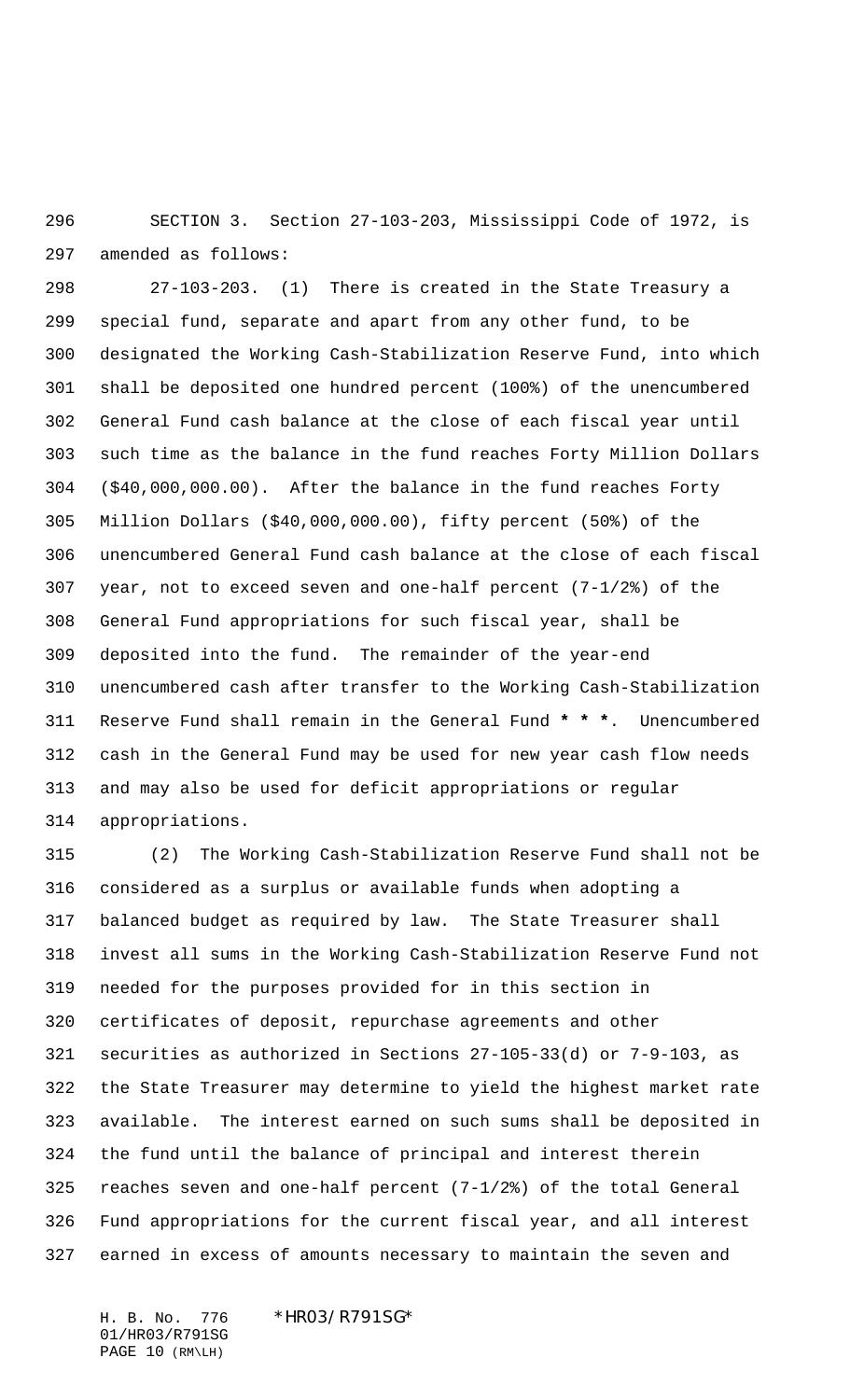SECTION 3. Section 27-103-203, Mississippi Code of 1972, is amended as follows:

27-103-203. (1) There is created in the State Treasury a special fund, separate and apart from any other fund, to be designated the Working Cash-Stabilization Reserve Fund, into which shall be deposited one hundred percent (100%) of the unencumbered General Fund cash balance at the close of each fiscal year until such time as the balance in the fund reaches Forty Million Dollars ($40,000,000.00). After the balance in the fund reaches Forty Million Dollars ($40,000,000.00), fifty percent (50%) of the unencumbered General Fund cash balance at the close of each fiscal year, not to exceed seven and one-half percent (7-1/2%) of the General Fund appropriations for such fiscal year, shall be deposited into the fund. The remainder of the year-end unencumbered cash after transfer to the Working Cash-Stabilization Reserve Fund shall remain in the General Fund **\* \* \***. Unencumbered cash in the General Fund may be used for new year cash flow needs and may also be used for deficit appropriations or regular appropriations.

(2) The Working Cash-Stabilization Reserve Fund shall not be considered as a surplus or available funds when adopting a balanced budget as required by law. The State Treasurer shall invest all sums in the Working Cash-Stabilization Reserve Fund not needed for the purposes provided for in this section in certificates of deposit, repurchase agreements and other securities as authorized in Sections 27-105-33(d) or 7-9-103, as the State Treasurer may determine to yield the highest market rate available. The interest earned on such sums shall be deposited in the fund until the balance of principal and interest therein reaches seven and one-half percent (7-1/2%) of the total General Fund appropriations for the current fiscal year, and all interest earned in excess of amounts necessary to maintain the seven and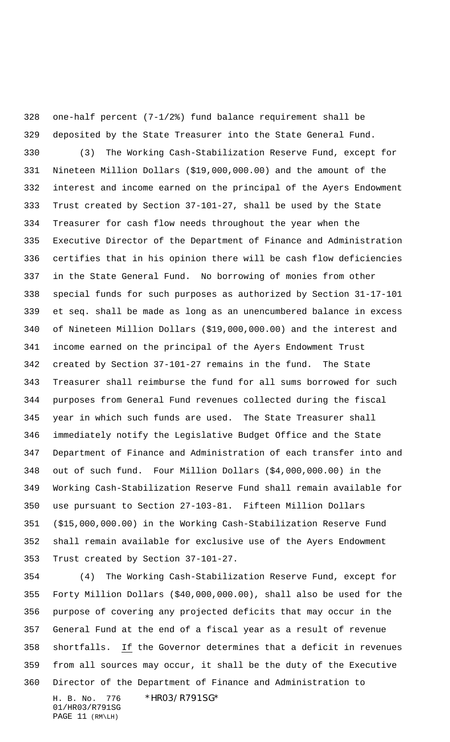one-half percent (7-1/2%) fund balance requirement shall be deposited by the State Treasurer into the State General Fund.

(3) The Working Cash-Stabilization Reserve Fund, except for Nineteen Million Dollars ($19,000,000.00) and the amount of the interest and income earned on the principal of the Ayers Endowment Trust created by Section 37-101-27, shall be used by the State Treasurer for cash flow needs throughout the year when the Executive Director of the Department of Finance and Administration certifies that in his opinion there will be cash flow deficiencies in the State General Fund. No borrowing of monies from other special funds for such purposes as authorized by Section 31-17-101 et seq. shall be made as long as an unencumbered balance in excess of Nineteen Million Dollars ($19,000,000.00) and the interest and income earned on the principal of the Ayers Endowment Trust created by Section 37-101-27 remains in the fund. The State Treasurer shall reimburse the fund for all sums borrowed for such purposes from General Fund revenues collected during the fiscal year in which such funds are used. The State Treasurer shall immediately notify the Legislative Budget Office and the State Department of Finance and Administration of each transfer into and out of such fund. Four Million Dollars ($4,000,000.00) in the Working Cash-Stabilization Reserve Fund shall remain available for use pursuant to Section 27-103-81. Fifteen Million Dollars ($15,000,000.00) in the Working Cash-Stabilization Reserve Fund shall remain available for exclusive use of the Ayers Endowment Trust created by Section 37-101-27.

(4) The Working Cash-Stabilization Reserve Fund, except for Forty Million Dollars ($40,000,000.00), shall also be used for the purpose of covering any projected deficits that may occur in the General Fund at the end of a fiscal year as a result of revenue shortfalls. If the Governor determines that a deficit in revenues from all sources may occur, it shall be the duty of the Executive Director of the Department of Finance and Administration to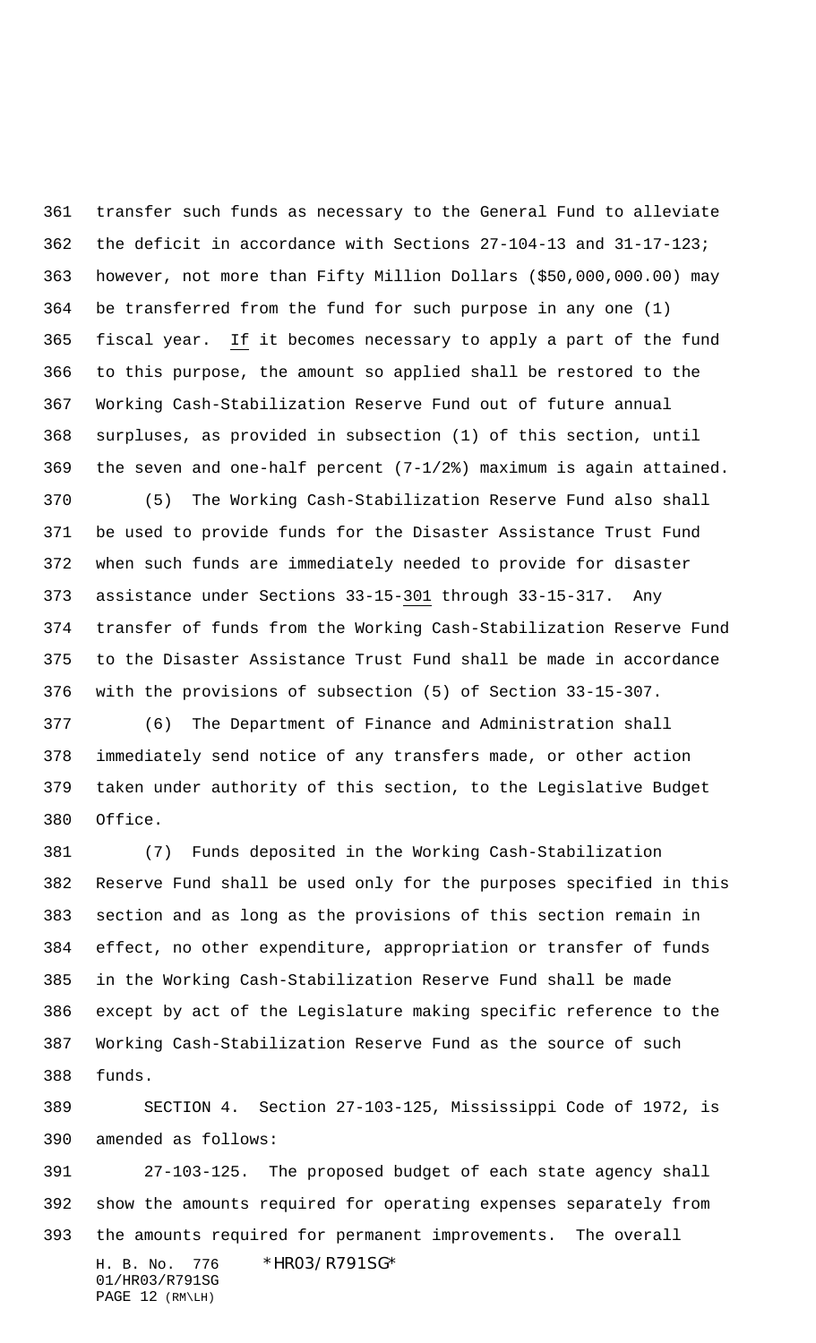transfer such funds as necessary to the General Fund to alleviate the deficit in accordance with Sections 27-104-13 and 31-17-123; however, not more than Fifty Million Dollars ($50,000,000.00) may be transferred from the fund for such purpose in any one (1) fiscal year. If it becomes necessary to apply a part of the fund to this purpose, the amount so applied shall be restored to the Working Cash-Stabilization Reserve Fund out of future annual surpluses, as provided in subsection (1) of this section, until the seven and one-half percent (7-1/2%) maximum is again attained.

(5) The Working Cash-Stabilization Reserve Fund also shall be used to provide funds for the Disaster Assistance Trust Fund when such funds are immediately needed to provide for disaster assistance under Sections 33-15-301 through 33-15-317. Any transfer of funds from the Working Cash-Stabilization Reserve Fund to the Disaster Assistance Trust Fund shall be made in accordance with the provisions of subsection (5) of Section 33-15-307.

(6) The Department of Finance and Administration shall immediately send notice of any transfers made, or other action taken under authority of this section, to the Legislative Budget Office.

(7) Funds deposited in the Working Cash-Stabilization Reserve Fund shall be used only for the purposes specified in this section and as long as the provisions of this section remain in effect, no other expenditure, appropriation or transfer of funds in the Working Cash-Stabilization Reserve Fund shall be made except by act of the Legislature making specific reference to the Working Cash-Stabilization Reserve Fund as the source of such funds.

SECTION 4. Section 27-103-125, Mississippi Code of 1972, is amended as follows:

27-103-125. The proposed budget of each state agency shall show the amounts required for operating expenses separately from the amounts required for permanent improvements. The overall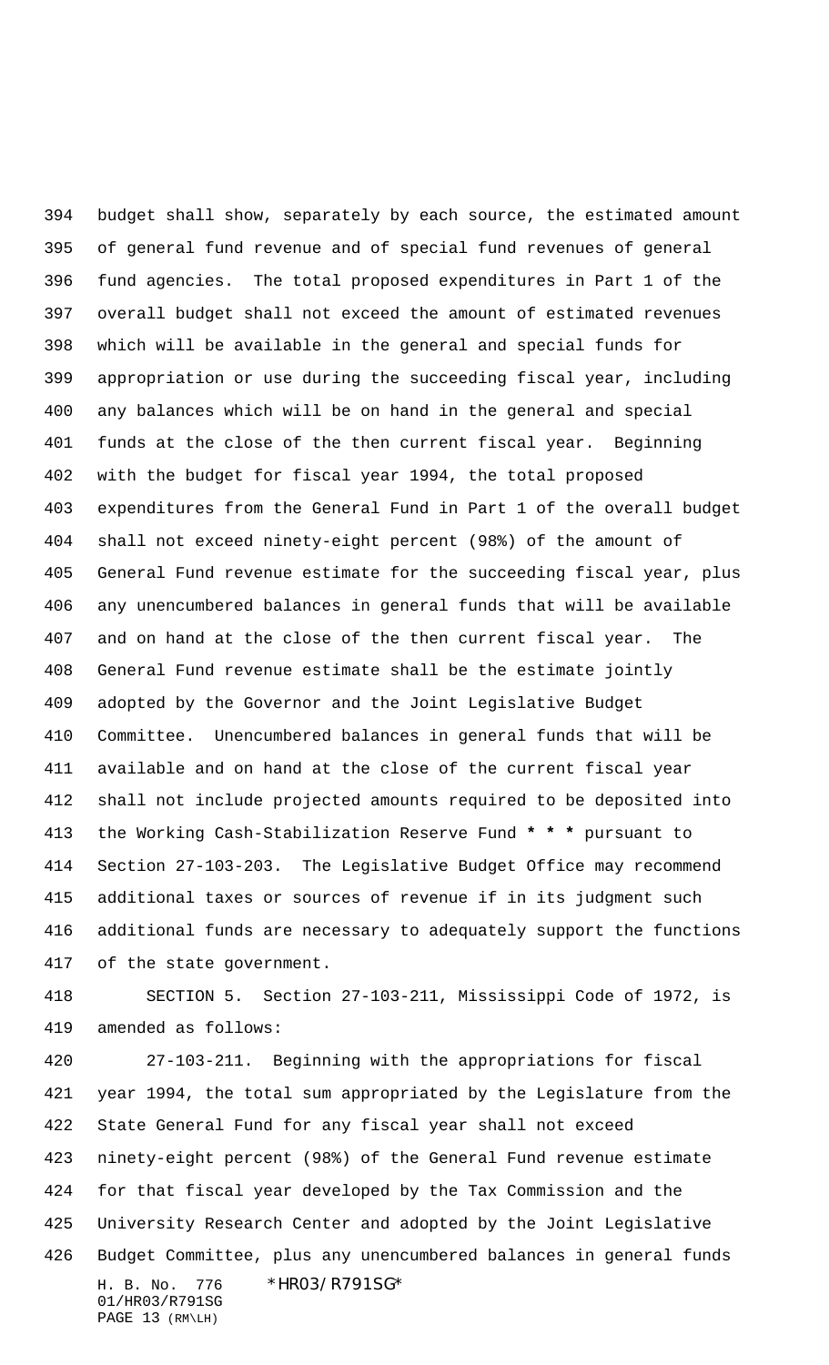budget shall show, separately by each source, the estimated amount of general fund revenue and of special fund revenues of general fund agencies. The total proposed expenditures in Part 1 of the overall budget shall not exceed the amount of estimated revenues which will be available in the general and special funds for appropriation or use during the succeeding fiscal year, including any balances which will be on hand in the general and special funds at the close of the then current fiscal year. Beginning with the budget for fiscal year 1994, the total proposed expenditures from the General Fund in Part 1 of the overall budget shall not exceed ninety-eight percent (98%) of the amount of General Fund revenue estimate for the succeeding fiscal year, plus any unencumbered balances in general funds that will be available and on hand at the close of the then current fiscal year. The General Fund revenue estimate shall be the estimate jointly adopted by the Governor and the Joint Legislative Budget Committee. Unencumbered balances in general funds that will be available and on hand at the close of the current fiscal year shall not include projected amounts required to be deposited into the Working Cash-Stabilization Reserve Fund *** pursuant to Section 27-103-203. The Legislative Budget Office may recommend additional taxes or sources of revenue if in its judgment such additional funds are necessary to adequately support the functions of the state government.

SECTION 5. Section 27-103-211, Mississippi Code of 1972, is amended as follows:

27-103-211. Beginning with the appropriations for fiscal year 1994, the total sum appropriated by the Legislature from the State General Fund for any fiscal year shall not exceed ninety-eight percent (98%) of the General Fund revenue estimate for that fiscal year developed by the Tax Commission and the University Research Center and adopted by the Joint Legislative Budget Committee, plus any unencumbered balances in general funds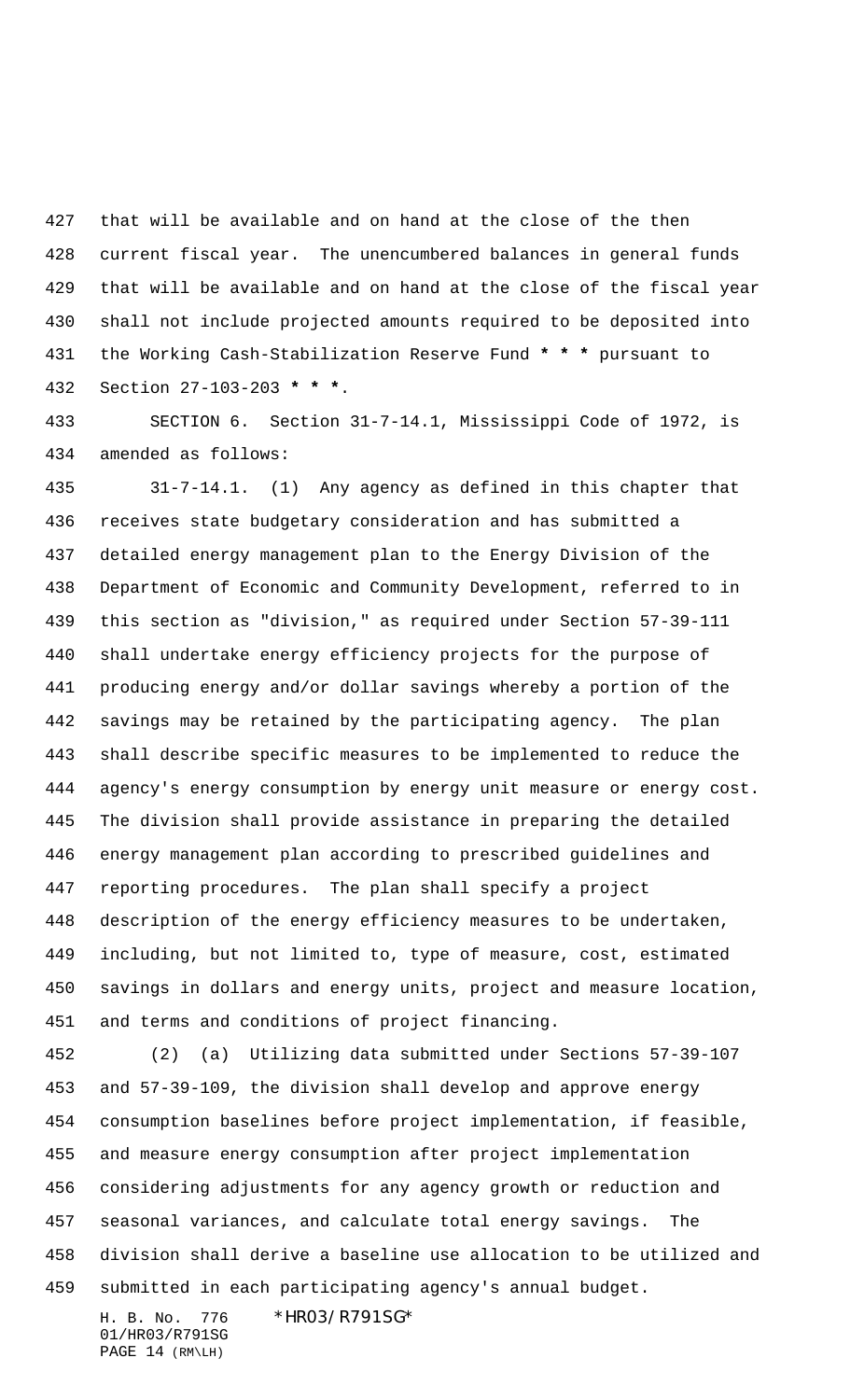that will be available and on hand at the close of the then current fiscal year. The unencumbered balances in general funds that will be available and on hand at the close of the fiscal year shall not include projected amounts required to be deposited into the Working Cash-Stabilization Reserve Fund * * * pursuant to Section 27-103-203 * * *.

SECTION 6. Section 31-7-14.1, Mississippi Code of 1972, is amended as follows:

31-7-14.1. (1) Any agency as defined in this chapter that receives state budgetary consideration and has submitted a detailed energy management plan to the Energy Division of the Department of Economic and Community Development, referred to in this section as "division," as required under Section 57-39-111 shall undertake energy efficiency projects for the purpose of producing energy and/or dollar savings whereby a portion of the savings may be retained by the participating agency. The plan shall describe specific measures to be implemented to reduce the agency's energy consumption by energy unit measure or energy cost. The division shall provide assistance in preparing the detailed energy management plan according to prescribed guidelines and reporting procedures. The plan shall specify a project description of the energy efficiency measures to be undertaken, including, but not limited to, type of measure, cost, estimated savings in dollars and energy units, project and measure location, and terms and conditions of project financing.

(2) (a) Utilizing data submitted under Sections 57-39-107 and 57-39-109, the division shall develop and approve energy consumption baselines before project implementation, if feasible, and measure energy consumption after project implementation considering adjustments for any agency growth or reduction and seasonal variances, and calculate total energy savings. The division shall derive a baseline use allocation to be utilized and submitted in each participating agency's annual budget.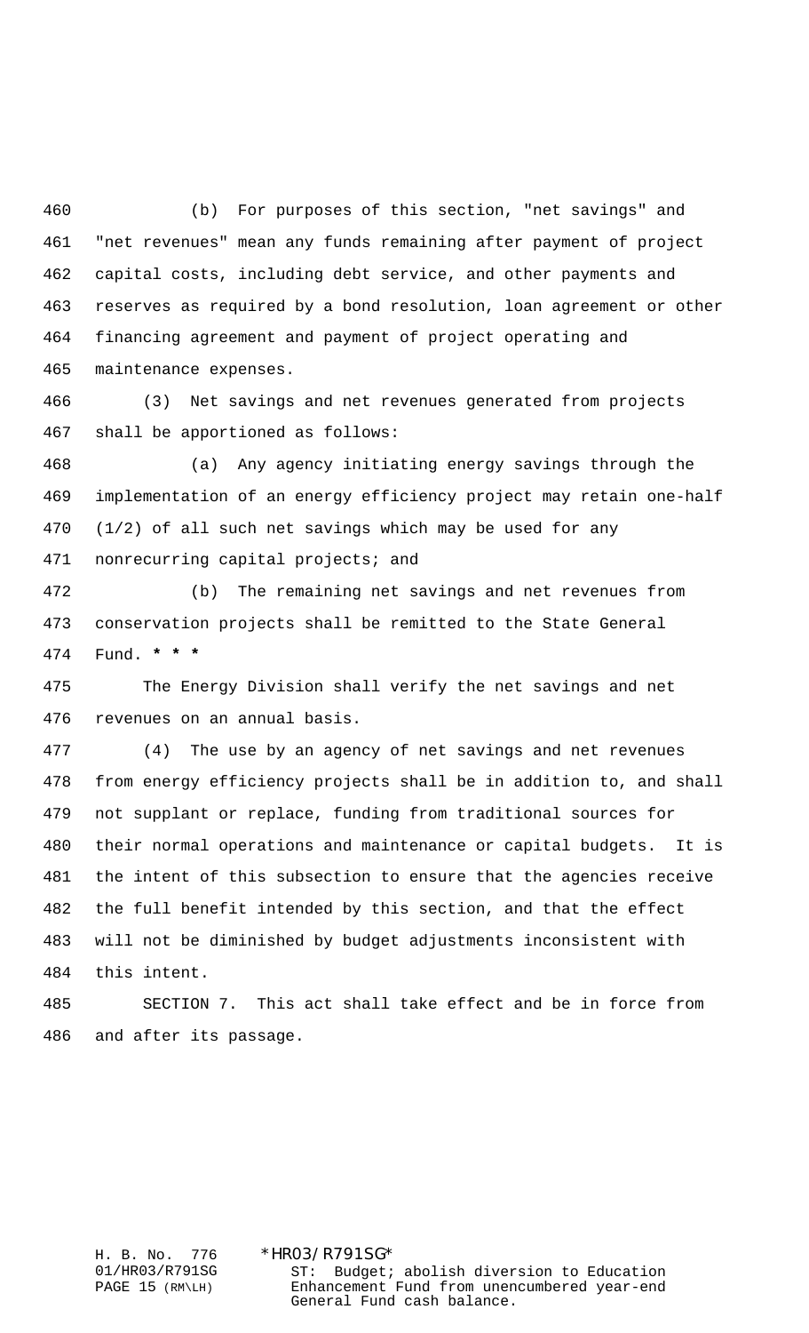(b) For purposes of this section, "net savings" and "net revenues" mean any funds remaining after payment of project capital costs, including debt service, and other payments and reserves as required by a bond resolution, loan agreement or other financing agreement and payment of project operating and maintenance expenses.

(3) Net savings and net revenues generated from projects shall be apportioned as follows:

(a) Any agency initiating energy savings through the implementation of an energy efficiency project may retain one-half (1/2) of all such net savings which may be used for any nonrecurring capital projects; and

(b) The remaining net savings and net revenues from conservation projects shall be remitted to the State General Fund. **\* \* \***

The Energy Division shall verify the net savings and net revenues on an annual basis.

(4) The use by an agency of net savings and net revenues from energy efficiency projects shall be in addition to, and shall not supplant or replace, funding from traditional sources for their normal operations and maintenance or capital budgets. It is the intent of this subsection to ensure that the agencies receive the full benefit intended by this section, and that the effect will not be diminished by budget adjustments inconsistent with this intent.

SECTION 7. This act shall take effect and be in force from and after its passage.

ST: Budget; abolish diversion to Education Enhancement Fund from unencumbered year-end General Fund cash balance.